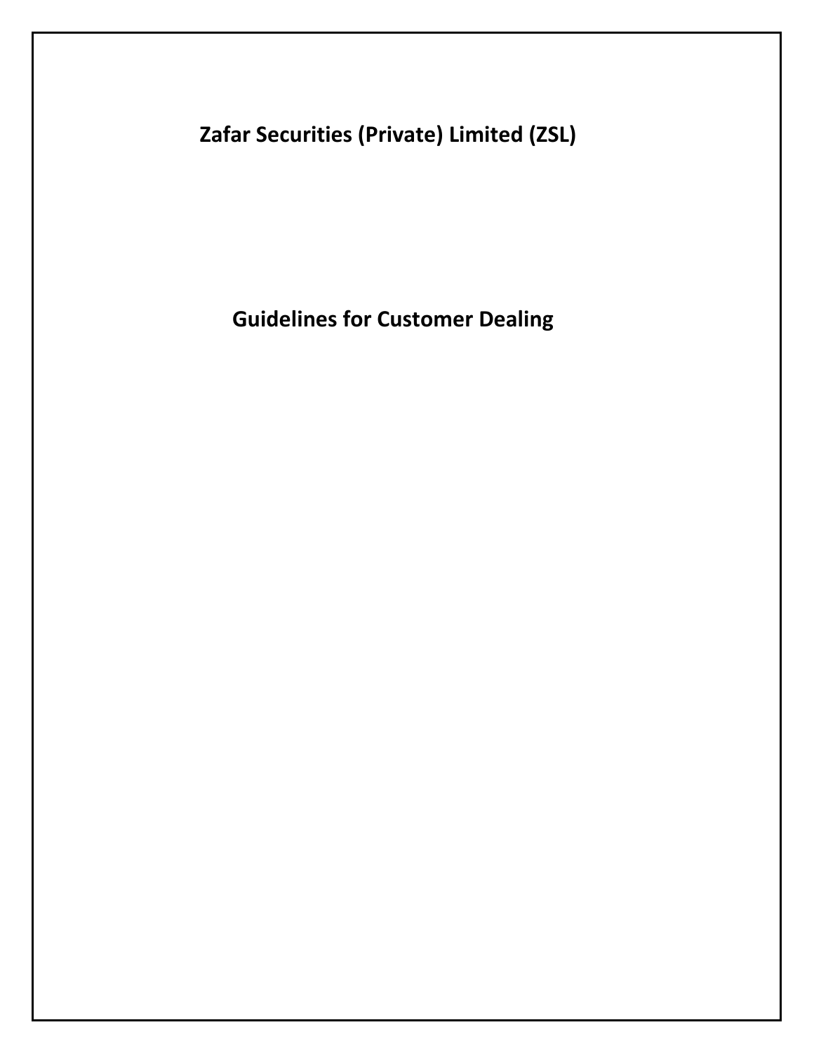# Zafar Securities (Private) Limited (ZSL)

## Guidelines for Customer Dealing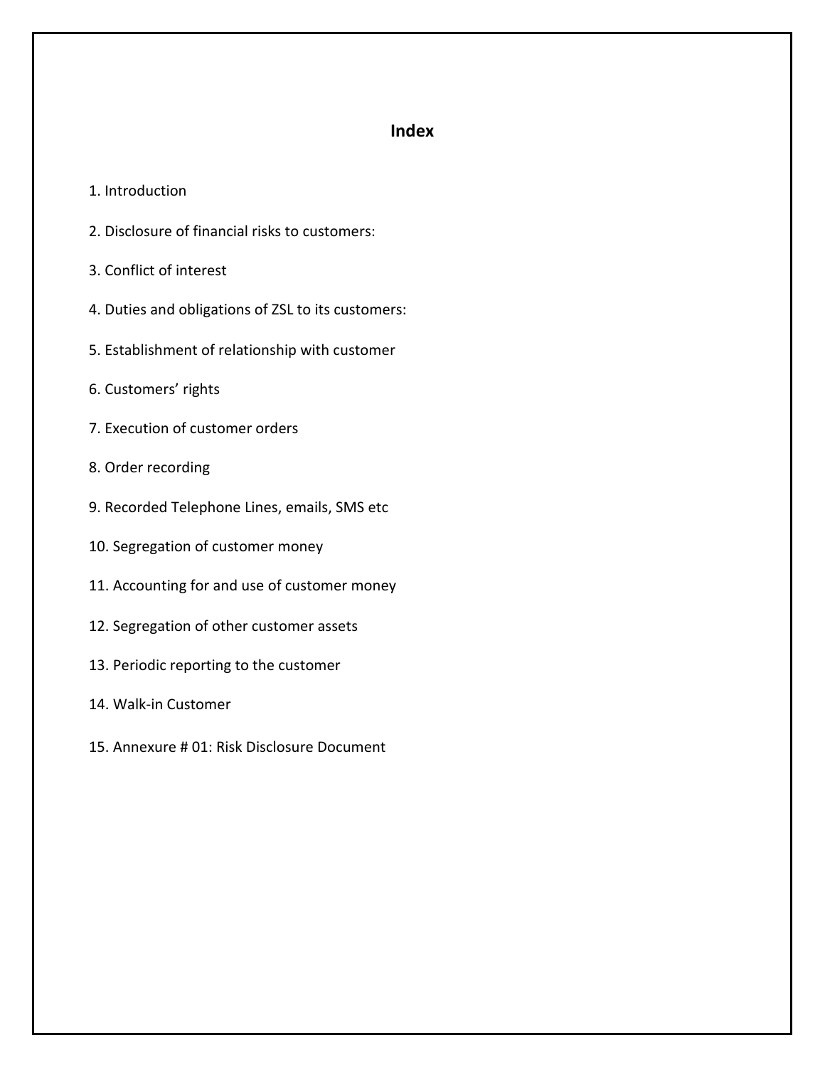# Index

1. Introduction

2. Disclosure of financial risks to customers:

3. Conflict of interest

4. Duties and obligations of ZSL to its customers:

5. Establishment of relationship with customer

6. Customers' rights

7. Execution of customer orders

8. Order recording

9. Recorded Telephone Lines, emails, SMS etc

10. Segregation of customer money

11. Accounting for and use of customer money

12. Segregation of other customer assets

13. Periodic reporting to the customer

14. Walk-in Customer

15. Annexure # 01: Risk Disclosure Document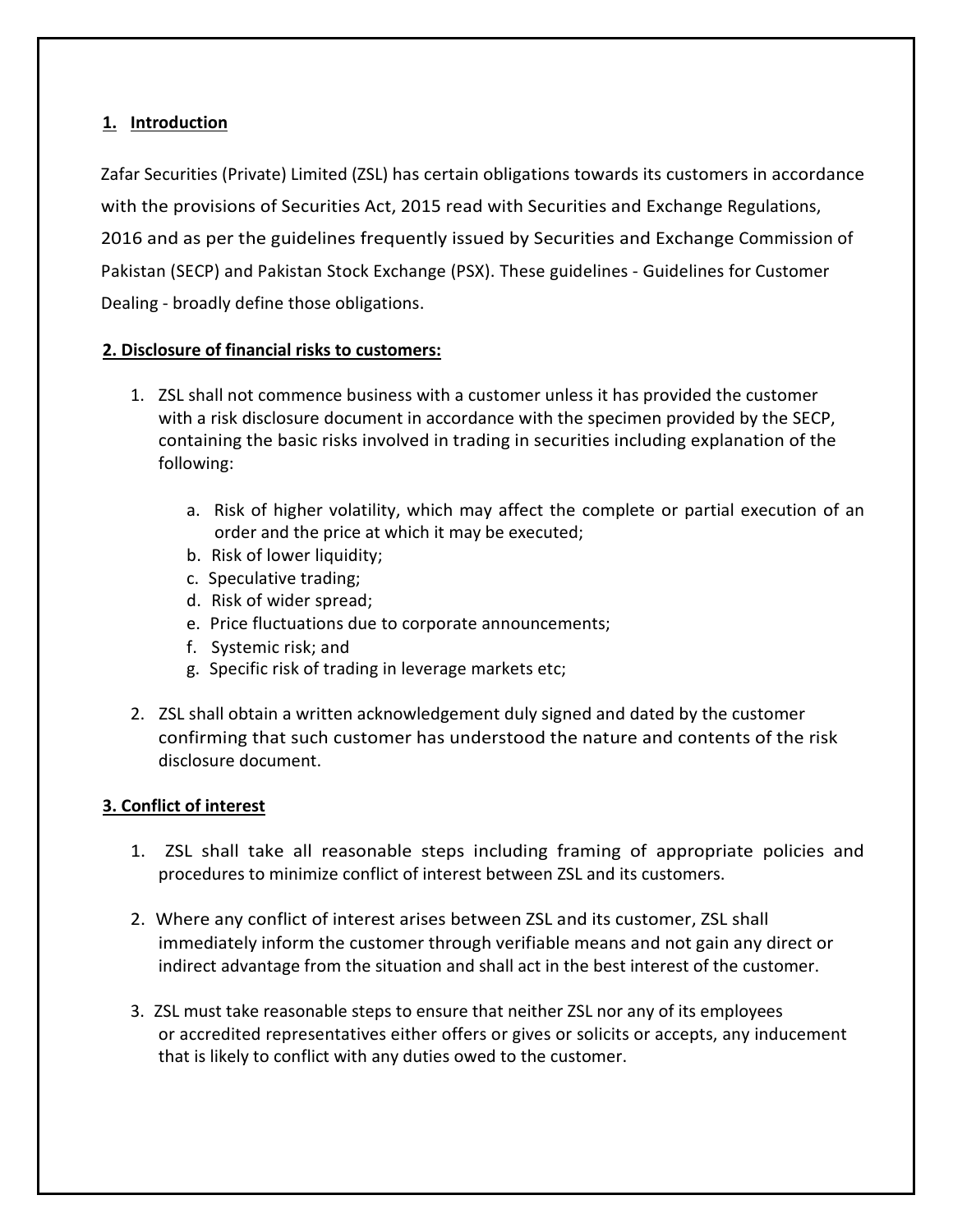## 1. Introduction

Zafar Securities (Private) Limited (ZSL) has certain obligations towards its customers in accordance with the provisions of Securities Act, 2015 read with Securities and Exchange Regulations, 2016 and as per the guidelines frequently issued by Securities and Exchange Commission of Pakistan (SECP) and Pakistan Stock Exchange (PSX). These guidelines - Guidelines for Customer Dealing - broadly define those obligations.

## 2. Disclosure of financial risks to customers:

1. ZSL shall not commence business with a customer unless it has provided the customer with a risk disclosure document in accordance with the specimen provided by the SECP, containing the basic risks involved in trading in securities including explanation of the following:

   a. Risk of higher volatility, which may affect the complete or partial execution of an order and the price at which it may be executed;
   b. Risk of lower liquidity;
   c. Speculative trading;
   d. Risk of wider spread;
   e. Price fluctuations due to corporate announcements;
   f. Systemic risk; and
   g. Specific risk of trading in leverage markets etc;

2. ZSL shall obtain a written acknowledgement duly signed and dated by the customer confirming that such customer has understood the nature and contents of the risk disclosure document.

## 3. Conflict of interest

1. ZSL shall take all reasonable steps including framing of appropriate policies and procedures to minimize conflict of interest between ZSL and its customers.

2. Where any conflict of interest arises between ZSL and its customer, ZSL shall immediately inform the customer through verifiable means and not gain any direct or indirect advantage from the situation and shall act in the best interest of the customer.

3. ZSL must take reasonable steps to ensure that neither ZSL nor any of its employees or accredited representatives either offers or gives or solicits or accepts, any inducement that is likely to conflict with any duties owed to the customer.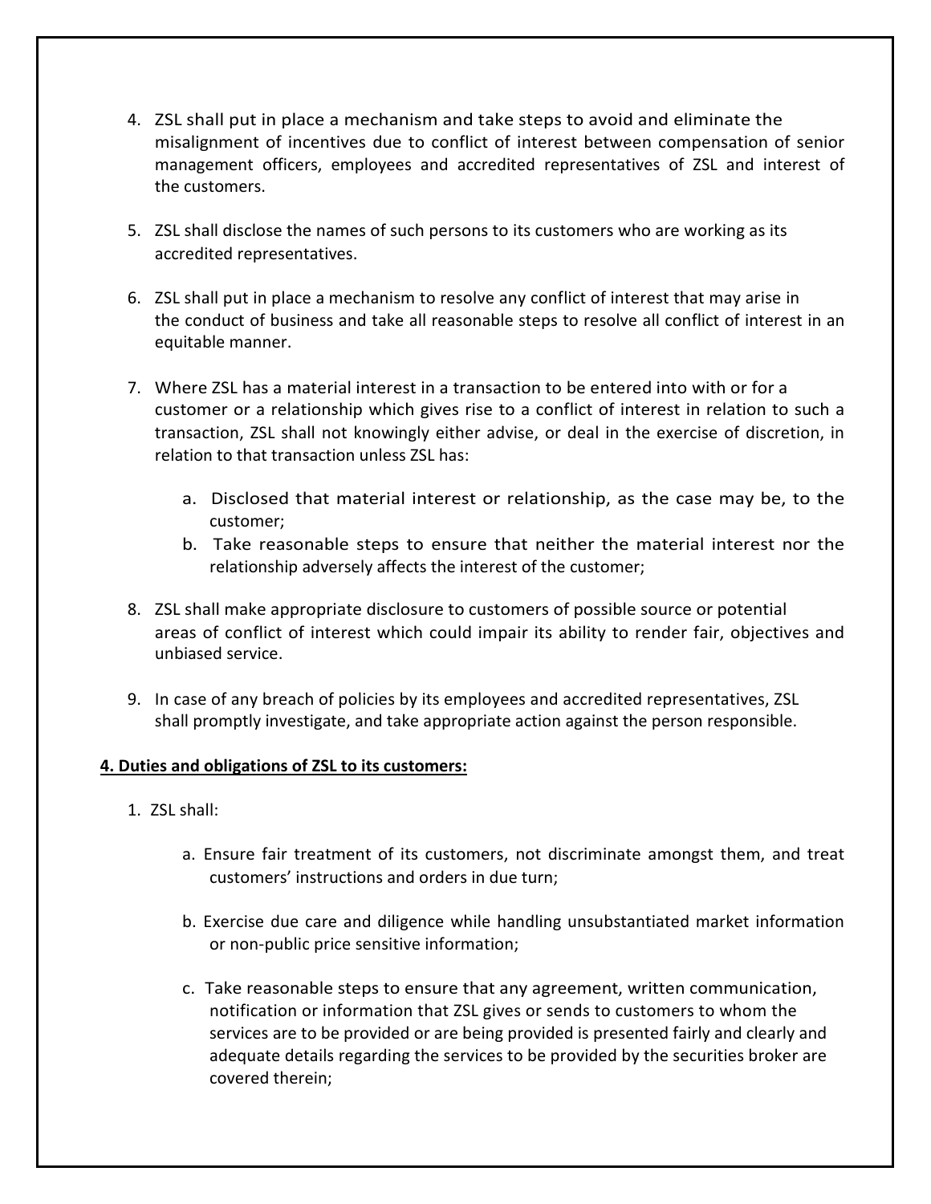4. ZSL shall put in place a mechanism and take steps to avoid and eliminate the misalignment of incentives due to conflict of interest between compensation of senior management officers, employees and accredited representatives of ZSL and interest of the customers.

5. ZSL shall disclose the names of such persons to its customers who are working as its accredited representatives.

6. ZSL shall put in place a mechanism to resolve any conflict of interest that may arise in the conduct of business and take all reasonable steps to resolve all conflict of interest in an equitable manner.

7. Where ZSL has a material interest in a transaction to be entered into with or for a customer or a relationship which gives rise to a conflict of interest in relation to such a transaction, ZSL shall not knowingly either advise, or deal in the exercise of discretion, in relation to that transaction unless ZSL has:

    a. Disclosed that material interest or relationship, as the case may be, to the customer;
    b. Take reasonable steps to ensure that neither the material interest nor the relationship adversely affects the interest of the customer;

8. ZSL shall make appropriate disclosure to customers of possible source or potential areas of conflict of interest which could impair its ability to render fair, objectives and unbiased service.

9. In case of any breach of policies by its employees and accredited representatives, ZSL shall promptly investigate, and take appropriate action against the person responsible.

**<u>4. Duties and obligations of ZSL to its customers:</u>**

1. ZSL shall:

    a. Ensure fair treatment of its customers, not discriminate amongst them, and treat customers' instructions and orders in due turn;

    b. Exercise due care and diligence while handling unsubstantiated market information or non-public price sensitive information;

    c. Take reasonable steps to ensure that any agreement, written communication, notification or information that ZSL gives or sends to customers to whom the services are to be provided or are being provided is presented fairly and clearly and adequate details regarding the services to be provided by the securities broker are covered therein;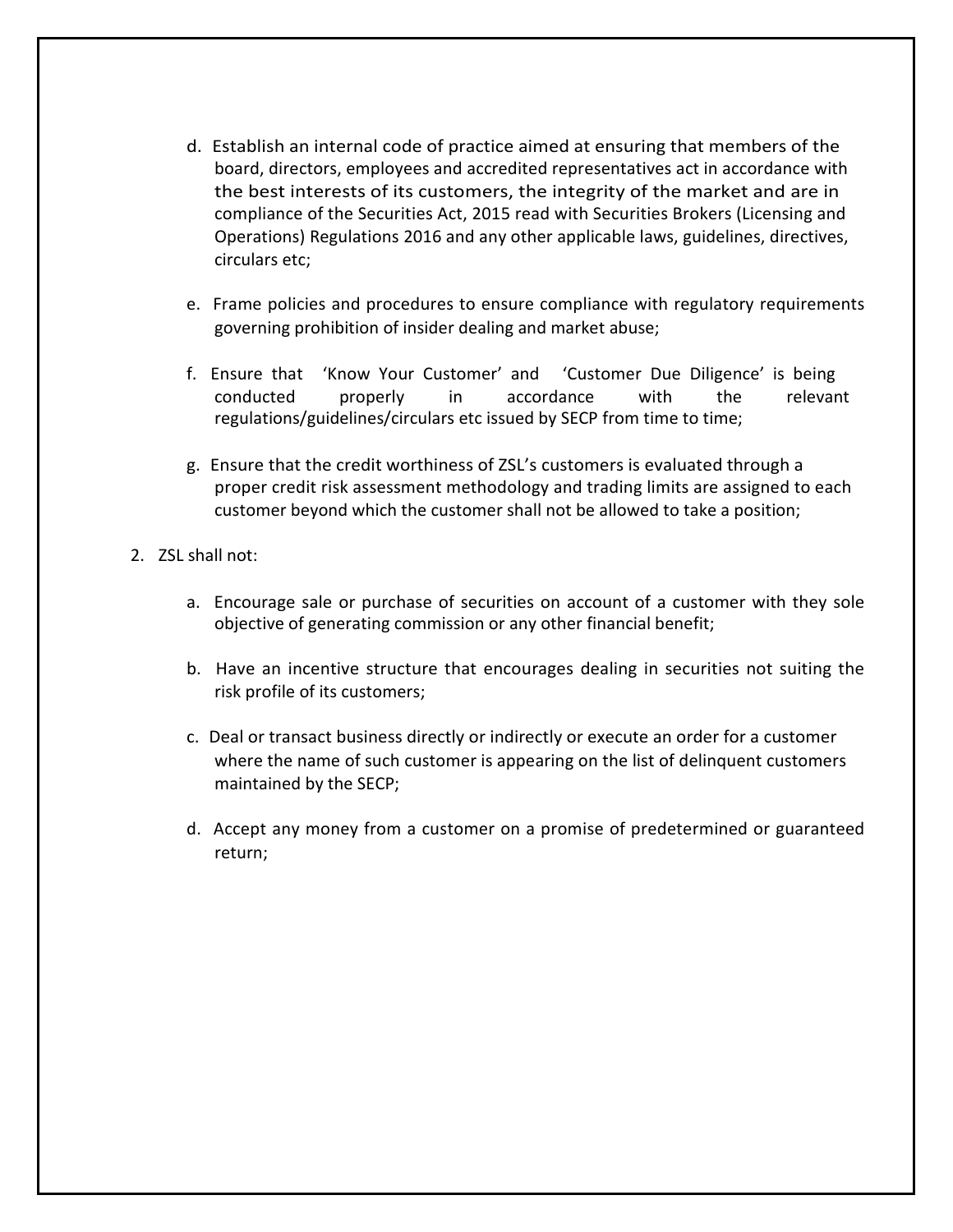d. Establish an internal code of practice aimed at ensuring that members of the board, directors, employees and accredited representatives act in accordance with the best interests of its customers, the integrity of the market and are in compliance of the Securities Act, 2015 read with Securities Brokers (Licensing and Operations) Regulations 2016 and any other applicable laws, guidelines, directives, circulars etc;

e. Frame policies and procedures to ensure compliance with regulatory requirements governing prohibition of insider dealing and market abuse;

f. Ensure that 'Know Your Customer' and 'Customer Due Diligence' is being conducted properly in accordance with the relevant regulations/guidelines/circulars etc issued by SECP from time to time;

g. Ensure that the credit worthiness of ZSL's customers is evaluated through a proper credit risk assessment methodology and trading limits are assigned to each customer beyond which the customer shall not be allowed to take a position;

2. ZSL shall not:

   a. Encourage sale or purchase of securities on account of a customer with they sole objective of generating commission or any other financial benefit;

   b. Have an incentive structure that encourages dealing in securities not suiting the risk profile of its customers;

   c. Deal or transact business directly or indirectly or execute an order for a customer where the name of such customer is appearing on the list of delinquent customers maintained by the SECP;

   d. Accept any money from a customer on a promise of predetermined or guaranteed return;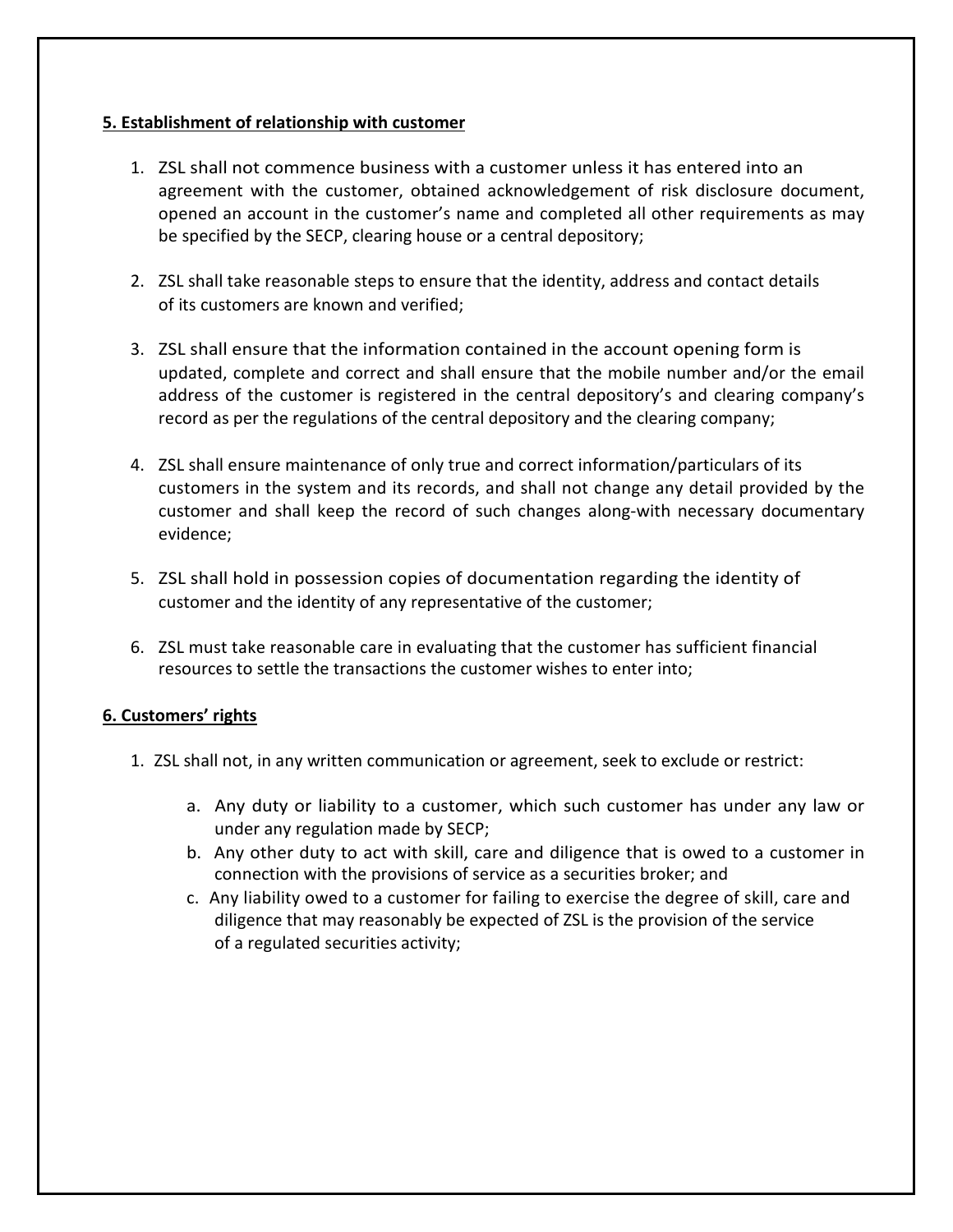## 5. Establishment of relationship with customer

1. ZSL shall not commence business with a customer unless it has entered into an agreement with the customer, obtained acknowledgement of risk disclosure document, opened an account in the customer's name and completed all other requirements as may be specified by the SECP, clearing house or a central depository;

2. ZSL shall take reasonable steps to ensure that the identity, address and contact details of its customers are known and verified;

3. ZSL shall ensure that the information contained in the account opening form is updated, complete and correct and shall ensure that the mobile number and/or the email address of the customer is registered in the central depository's and clearing company's record as per the regulations of the central depository and the clearing company;

4. ZSL shall ensure maintenance of only true and correct information/particulars of its customers in the system and its records, and shall not change any detail provided by the customer and shall keep the record of such changes along-with necessary documentary evidence;

5. ZSL shall hold in possession copies of documentation regarding the identity of customer and the identity of any representative of the customer;

6. ZSL must take reasonable care in evaluating that the customer has sufficient financial resources to settle the transactions the customer wishes to enter into;

## 6. Customers' rights

1. ZSL shall not, in any written communication or agreement, seek to exclude or restrict:

    a. Any duty or liability to a customer, which such customer has under any law or under any regulation made by SECP;
    b. Any other duty to act with skill, care and diligence that is owed to a customer in connection with the provisions of service as a securities broker; and
    c. Any liability owed to a customer for failing to exercise the degree of skill, care and diligence that may reasonably be expected of ZSL is the provision of the service of a regulated securities activity;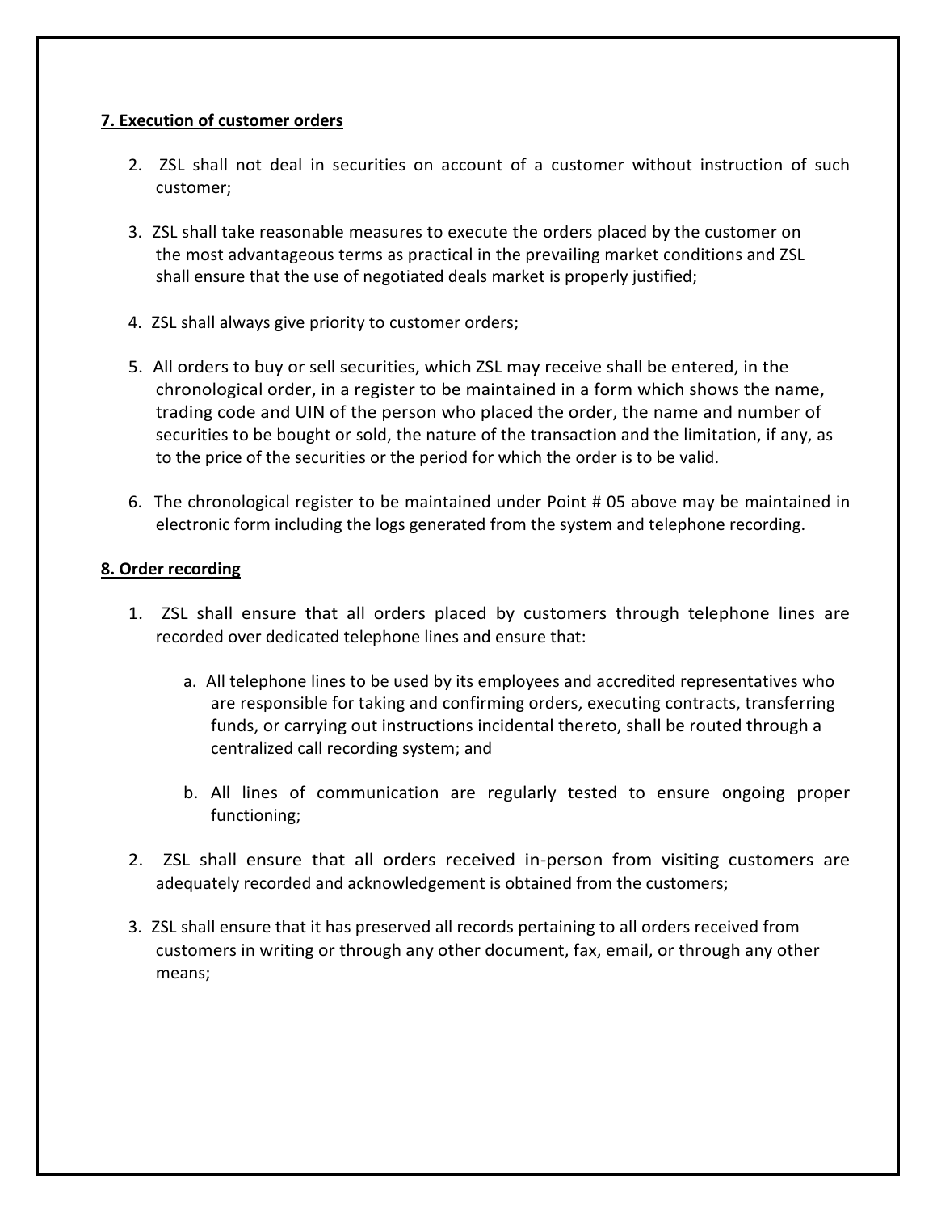**7. Execution of customer orders**

2. ZSL shall not deal in securities on account of a customer without instruction of such customer;

3. ZSL shall take reasonable measures to execute the orders placed by the customer on the most advantageous terms as practical in the prevailing market conditions and ZSL shall ensure that the use of negotiated deals market is properly justified;

4. ZSL shall always give priority to customer orders;

5. All orders to buy or sell securities, which ZSL may receive shall be entered, in the chronological order, in a register to be maintained in a form which shows the name, trading code and UIN of the person who placed the order, the name and number of securities to be bought or sold, the nature of the transaction and the limitation, if any, as to the price of the securities or the period for which the order is to be valid.

6. The chronological register to be maintained under Point # 05 above may be maintained in electronic form including the logs generated from the system and telephone recording.

**8. Order recording**

1. ZSL shall ensure that all orders placed by customers through telephone lines are recorded over dedicated telephone lines and ensure that:

   a. All telephone lines to be used by its employees and accredited representatives who are responsible for taking and confirming orders, executing contracts, transferring funds, or carrying out instructions incidental thereto, shall be routed through a centralized call recording system; and

   b. All lines of communication are regularly tested to ensure ongoing proper functioning;

2. ZSL shall ensure that all orders received in-person from visiting customers are adequately recorded and acknowledgement is obtained from the customers;

3. ZSL shall ensure that it has preserved all records pertaining to all orders received from customers in writing or through any other document, fax, email, or through any other means;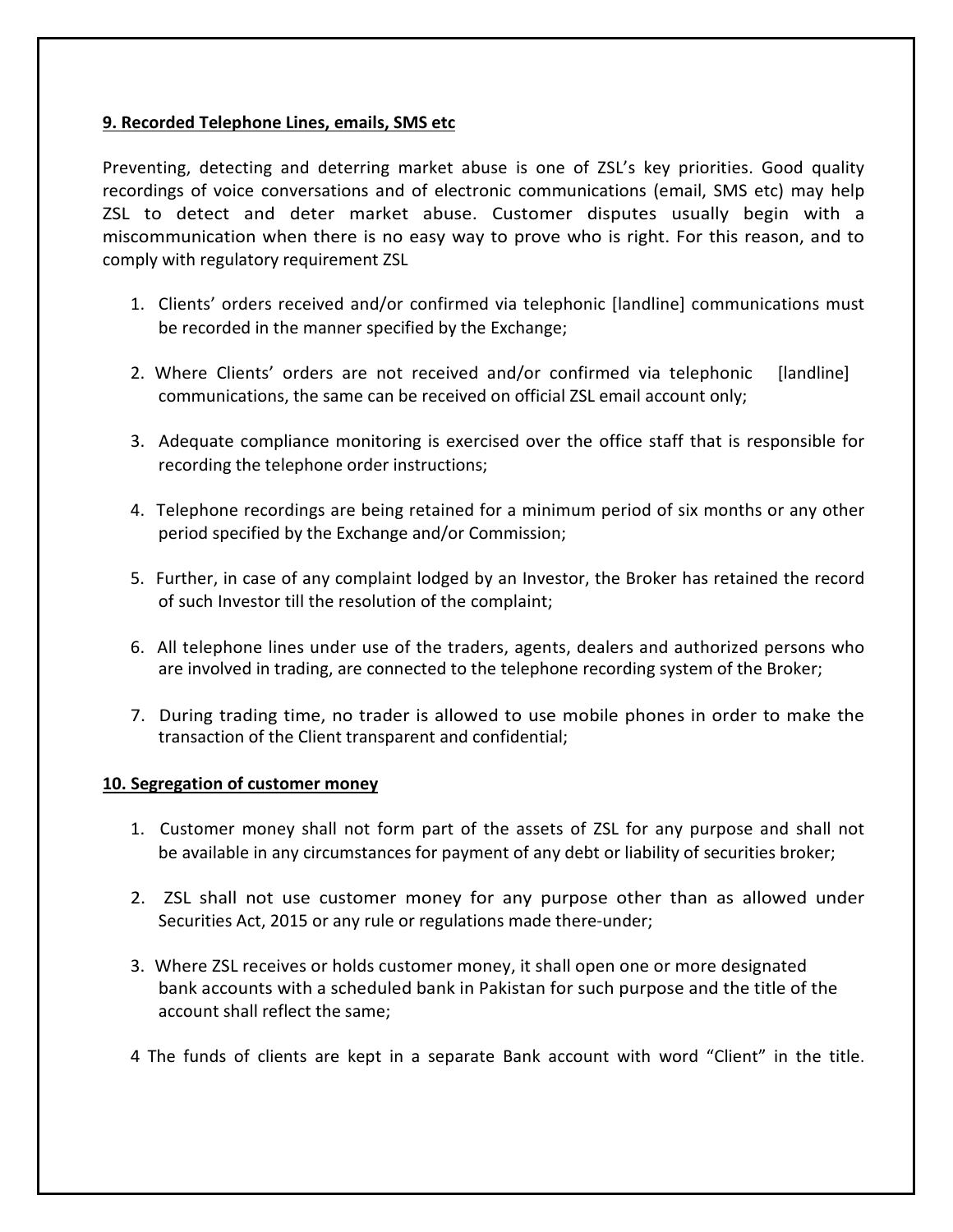## 9. Recorded Telephone Lines, emails, SMS etc

Preventing, detecting and deterring market abuse is one of ZSL's key priorities. Good quality recordings of voice conversations and of electronic communications (email, SMS etc) may help ZSL to detect and deter market abuse. Customer disputes usually begin with a miscommunication when there is no easy way to prove who is right. For this reason, and to comply with regulatory requirement ZSL

1. Clients' orders received and/or confirmed via telephonic [landline] communications must be recorded in the manner specified by the Exchange;

2. Where Clients' orders are not received and/or confirmed via telephonic [landline] communications, the same can be received on official ZSL email account only;

3. Adequate compliance monitoring is exercised over the office staff that is responsible for recording the telephone order instructions;

4. Telephone recordings are being retained for a minimum period of six months or any other period specified by the Exchange and/or Commission;

5. Further, in case of any complaint lodged by an Investor, the Broker has retained the record of such Investor till the resolution of the complaint;

6. All telephone lines under use of the traders, agents, dealers and authorized persons who are involved in trading, are connected to the telephone recording system of the Broker;

7. During trading time, no trader is allowed to use mobile phones in order to make the transaction of the Client transparent and confidential;

## 10. Segregation of customer money

1. Customer money shall not form part of the assets of ZSL for any purpose and shall not be available in any circumstances for payment of any debt or liability of securities broker;

2. ZSL shall not use customer money for any purpose other than as allowed under Securities Act, 2015 or any rule or regulations made there-under;

3. Where ZSL receives or holds customer money, it shall open one or more designated bank accounts with a scheduled bank in Pakistan for such purpose and the title of the account shall reflect the same;

4 The funds of clients are kept in a separate Bank account with word "Client" in the title.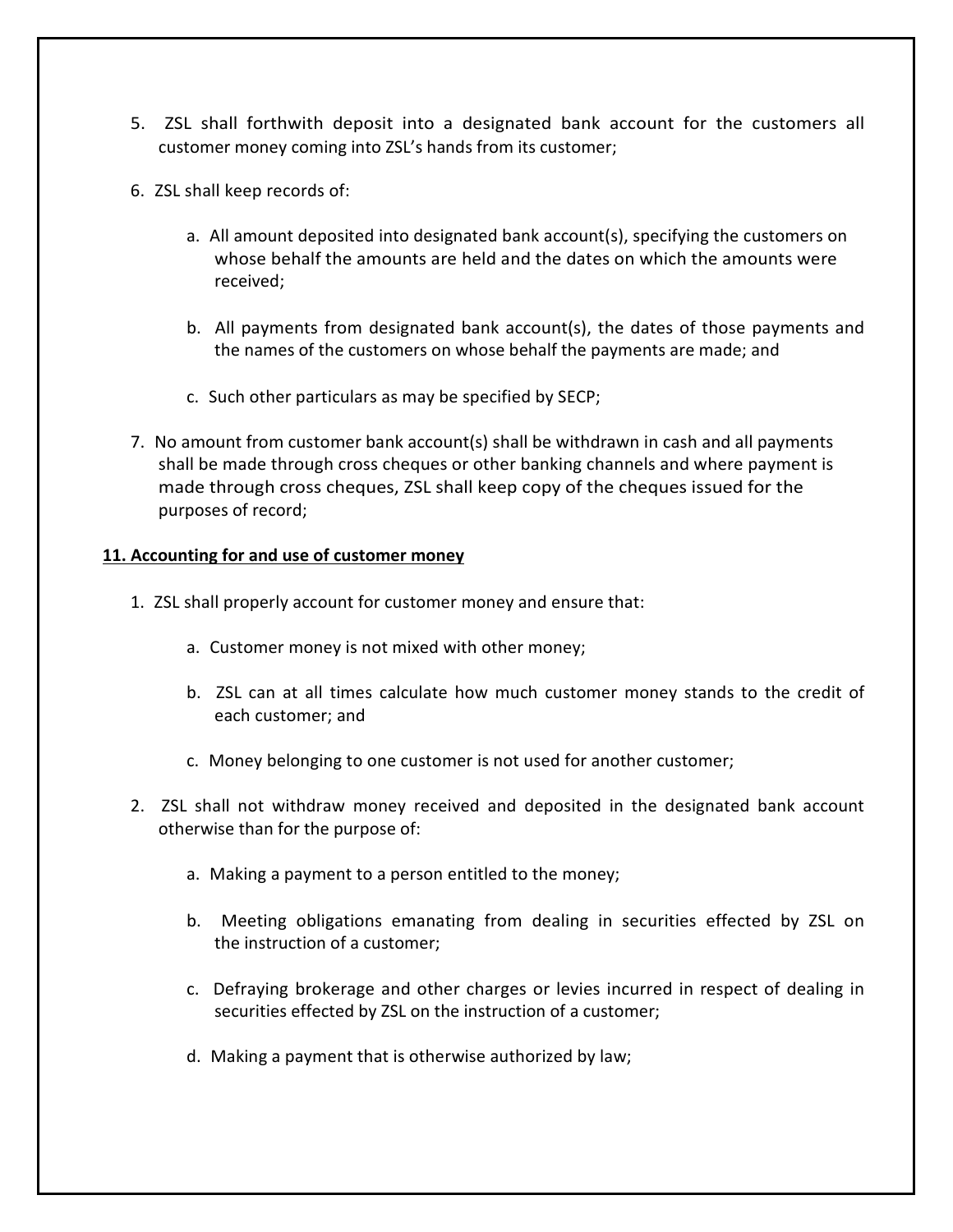5. ZSL shall forthwith deposit into a designated bank account for the customers all customer money coming into ZSL's hands from its customer;

6. ZSL shall keep records of:

   a. All amount deposited into designated bank account(s), specifying the customers on whose behalf the amounts are held and the dates on which the amounts were received;

   b. All payments from designated bank account(s), the dates of those payments and the names of the customers on whose behalf the payments are made; and

   c. Such other particulars as may be specified by SECP;

7. No amount from customer bank account(s) shall be withdrawn in cash and all payments shall be made through cross cheques or other banking channels and where payment is made through cross cheques, ZSL shall keep copy of the cheques issued for the purposes of record;

**11. Accounting for and use of customer money**

1. ZSL shall properly account for customer money and ensure that:

   a. Customer money is not mixed with other money;

   b. ZSL can at all times calculate how much customer money stands to the credit of each customer; and

   c. Money belonging to one customer is not used for another customer;

2. ZSL shall not withdraw money received and deposited in the designated bank account otherwise than for the purpose of:

   a. Making a payment to a person entitled to the money;

   b. Meeting obligations emanating from dealing in securities effected by ZSL on the instruction of a customer;

   c. Defraying brokerage and other charges or levies incurred in respect of dealing in securities effected by ZSL on the instruction of a customer;

   d. Making a payment that is otherwise authorized by law;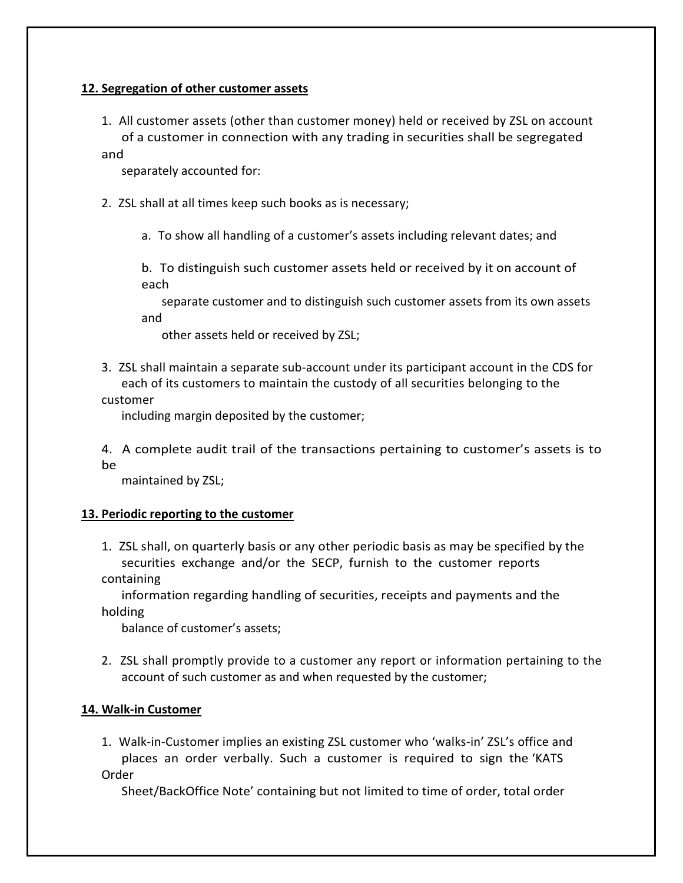**12. Segregation of other customer assets**

1. All customer assets (other than customer money) held or received by ZSL on account of a customer in connection with any trading in securities shall be segregated and separately accounted for:

2. ZSL shall at all times keep such books as is necessary;

   a. To show all handling of a customer's assets including relevant dates; and

   b. To distinguish such customer assets held or received by it on account of each separate customer and to distinguish such customer assets from its own assets and other assets held or received by ZSL;

3. ZSL shall maintain a separate sub-account under its participant account in the CDS for each of its customers to maintain the custody of all securities belonging to the customer including margin deposited by the customer;

4. A complete audit trail of the transactions pertaining to customer's assets is to be maintained by ZSL;

**13. Periodic reporting to the customer**

1. ZSL shall, on quarterly basis or any other periodic basis as may be specified by the securities exchange and/or the SECP, furnish to the customer reports containing information regarding handling of securities, receipts and payments and the holding balance of customer's assets;

2. ZSL shall promptly provide to a customer any report or information pertaining to the account of such customer as and when requested by the customer;

**14. Walk-in Customer**

1. Walk-in-Customer implies an existing ZSL customer who 'walks-in' ZSL's office and places an order verbally. Such a customer is required to sign the 'KATS Order Sheet/BackOffice Note' containing but not limited to time of order, total order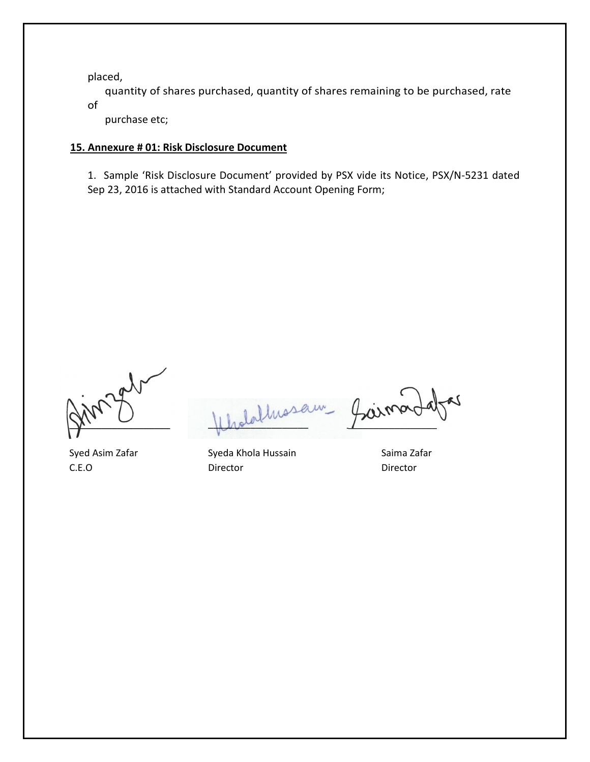placed,

quantity of shares purchased, quantity of shares remaining to be purchased, rate of

purchase etc;

**15. Annexure # 01: Risk Disclosure Document**

1. Sample 'Risk Disclosure Document' provided by PSX vide its Notice, PSX/N-5231 dated Sep 23, 2016 is attached with Standard Account Opening Form;

| | | |
|---|---|---|
| Syed Asim Zafar | Syeda Khola Hussain | Saima Zafar |
| C.E.O | Director | Director |